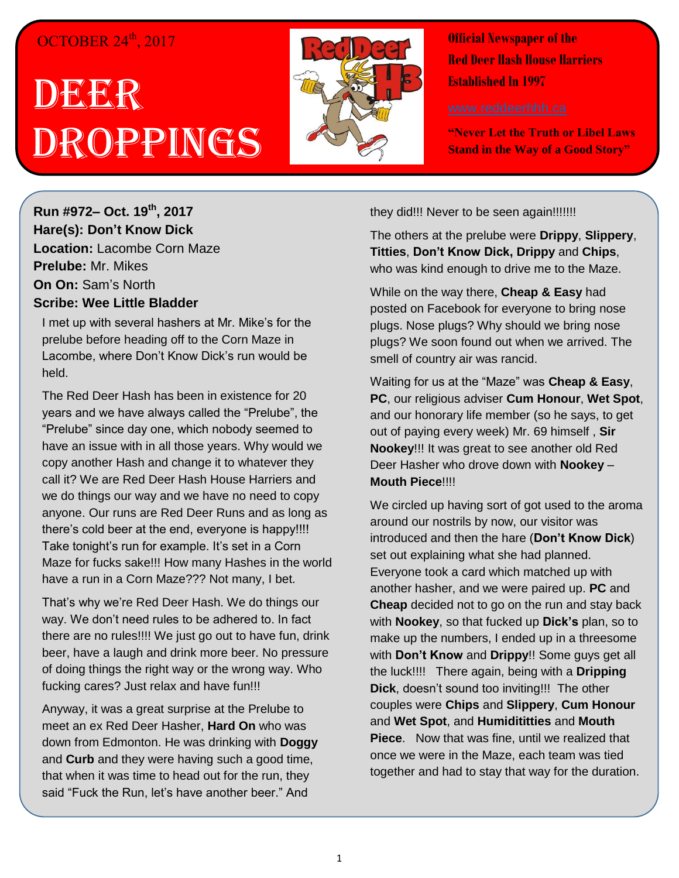OCTOBER 24th, 2017

# DEER DROPPINGS

**Official Newspaper of the Red Deer Hash House Harriers Established In 1997**

www.reddeerhhh.ca

**"Never Let the Truth or Libel Laws Stand in the Way of a Good Story"**

**Run #972– Oct. 19th, 2017**
**Hare(s): Don't Know Dick**
**Location:** Lacombe Corn Maze
**Prelube:** Mr. Mikes
**On On:** Sam's North
**Scribe: Wee Little Bladder**

I met up with several hashers at Mr. Mike's for the prelube before heading off to the Corn Maze in Lacombe, where Don't Know Dick's run would be held.

The Red Deer Hash has been in existence for 20 years and we have always called the "Prelube", the "Prelube" since day one, which nobody seemed to have an issue with in all those years. Why would we copy another Hash and change it to whatever they call it? We are Red Deer Hash House Harriers and we do things our way and we have no need to copy anyone. Our runs are Red Deer Runs and as long as there's cold beer at the end, everyone is happy!!!! Take tonight's run for example. It's set in a Corn Maze for fucks sake!!! How many Hashes in the world have a run in a Corn Maze??? Not many, I bet.

That's why we're Red Deer Hash. We do things our way. We don't need rules to be adhered to. In fact there are no rules!!!! We just go out to have fun, drink beer, have a laugh and drink more beer. No pressure of doing things the right way or the wrong way. Who fucking cares? Just relax and have fun!!!

Anyway, it was a great surprise at the Prelube to meet an ex Red Deer Hasher, **Hard On** who was down from Edmonton. He was drinking with **Doggy** and **Curb** and they were having such a good time, that when it was time to head out for the run, they said "Fuck the Run, let's have another beer." And they did!!! Never to be seen again!!!!!!!

The others at the prelube were **Drippy**, **Slippery**, **Titties**, **Don't Know Dick, Drippy** and **Chips**, who was kind enough to drive me to the Maze.

While on the way there, **Cheap & Easy** had posted on Facebook for everyone to bring nose plugs. Nose plugs? Why should we bring nose plugs? We soon found out when we arrived. The smell of country air was rancid.

Waiting for us at the "Maze" was **Cheap & Easy**, **PC**, our religious adviser **Cum Honour**, **Wet Spot**, and our honorary life member (so he says, to get out of paying every week) Mr. 69 himself , **Sir Nookey**!!! It was great to see another old Red Deer Hasher who drove down with **Nookey** – **Mouth Piece**!!!!

We circled up having sort of got used to the aroma around our nostrils by now, our visitor was introduced and then the hare (**Don't Know Dick**) set out explaining what she had planned. Everyone took a card which matched up with another hasher, and we were paired up. **PC** and **Cheap** decided not to go on the run and stay back with **Nookey**, so that fucked up **Dick's** plan, so to make up the numbers, I ended up in a threesome with **Don't Know** and **Drippy**!! Some guys get all the luck!!!! There again, being with a **Dripping Dick**, doesn't sound too inviting!!! The other couples were **Chips** and **Slippery**, **Cum Honour** and **Wet Spot**, and **Humidititties** and **Mouth Piece**. Now that was fine, until we realized that once we were in the Maze, each team was tied together and had to stay that way for the duration.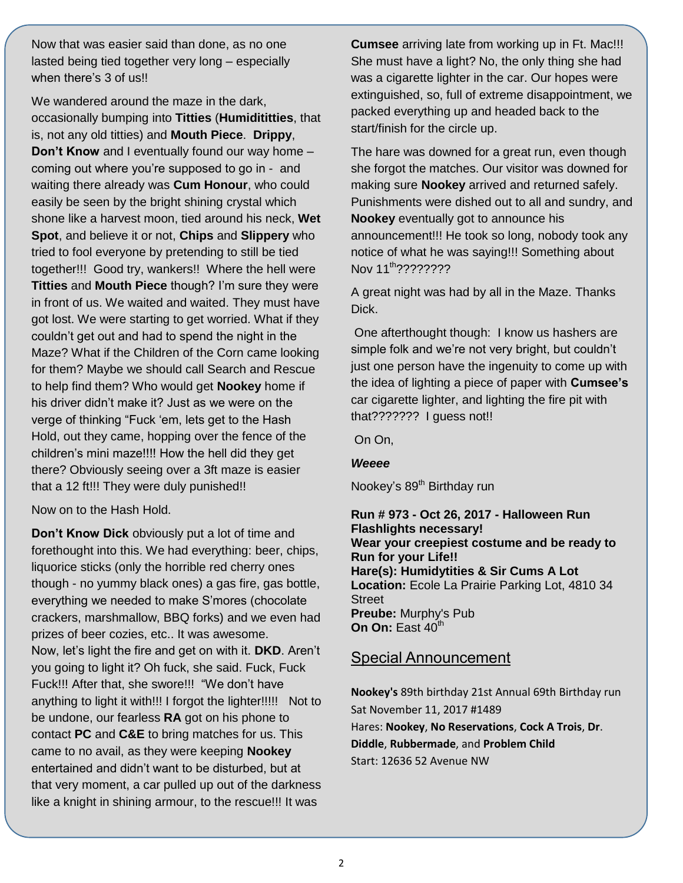Now that was easier said than done, as no one lasted being tied together very long – especially when there's 3 of us!!

We wandered around the maze in the dark, occasionally bumping into **Titties** (**Humidititties**, that is, not any old titties) and **Mouth Piece**. **Drippy**, **Don't Know** and I eventually found our way home – coming out where you're supposed to go in - and waiting there already was **Cum Honour**, who could easily be seen by the bright shining crystal which shone like a harvest moon, tied around his neck, **Wet Spot**, and believe it or not, **Chips** and **Slippery** who tried to fool everyone by pretending to still be tied together!!! Good try, wankers!! Where the hell were **Titties** and **Mouth Piece** though? I'm sure they were in front of us. We waited and waited. They must have got lost. We were starting to get worried. What if they couldn't get out and had to spend the night in the Maze? What if the Children of the Corn came looking for them? Maybe we should call Search and Rescue to help find them? Who would get **Nookey** home if his driver didn't make it? Just as we were on the verge of thinking "Fuck 'em, lets get to the Hash Hold, out they came, hopping over the fence of the children's mini maze!!!! How the hell did they get there? Obviously seeing over a 3ft maze is easier that a 12 ft!!! They were duly punished!!

Now on to the Hash Hold.

**Don't Know Dick** obviously put a lot of time and forethought into this. We had everything: beer, chips, liquorice sticks (only the horrible red cherry ones though - no yummy black ones) a gas fire, gas bottle, everything we needed to make S'mores (chocolate crackers, marshmallow, BBQ forks) and we even had prizes of beer cozies, etc.. It was awesome. Now, let's light the fire and get on with it. **DKD**. Aren't you going to light it? Oh fuck, she said. Fuck, Fuck Fuck!!! After that, she swore!!! "We don't have anything to light it with!!! I forgot the lighter!!!!! Not to be undone, our fearless **RA** got on his phone to contact **PC** and **C&E** to bring matches for us. This came to no avail, as they were keeping **Nookey** entertained and didn't want to be disturbed, but at that very moment, a car pulled up out of the darkness like a knight in shining armour, to the rescue!!! It was **Cumsee** arriving late from working up in Ft. Mac!!! She must have a light? No, the only thing she had was a cigarette lighter in the car. Our hopes were extinguished, so, full of extreme disappointment, we packed everything up and headed back to the start/finish for the circle up.

The hare was downed for a great run, even though she forgot the matches. Our visitor was downed for making sure **Nookey** arrived and returned safely. Punishments were dished out to all and sundry, and **Nookey** eventually got to announce his announcement!!! He took so long, nobody took any notice of what he was saying!!! Something about Nov 11th????????

A great night was had by all in the Maze. Thanks Dick.

One afterthought though: I know us hashers are simple folk and we're not very bright, but couldn't just one person have the ingenuity to come up with the idea of lighting a piece of paper with **Cumsee's** car cigarette lighter, and lighting the fire pit with that??????? I guess not!!

On On,

***Weeee***

Nookey's 89th Birthday run

**Run # 973 - Oct 26, 2017 - Halloween Run**
**Flashlights necessary!**
**Wear your creepiest costume and be ready to Run for your Life!!**
**Hare(s): Humidytities & Sir Cums A Lot**
**Location:** Ecole La Prairie Parking Lot, 4810 34 Street
**Preube:** Murphy's Pub
**On On:** East 40th

## Special Announcement

**Nookey's** 89th birthday 21st Annual 69th Birthday run
Sat November 11, 2017 #1489
Hares: **Nookey**, **No Reservations**, **Cock A Trois**, **Dr. Diddle**, **Rubbermade**, and **Problem Child**
Start: 12636 52 Avenue NW